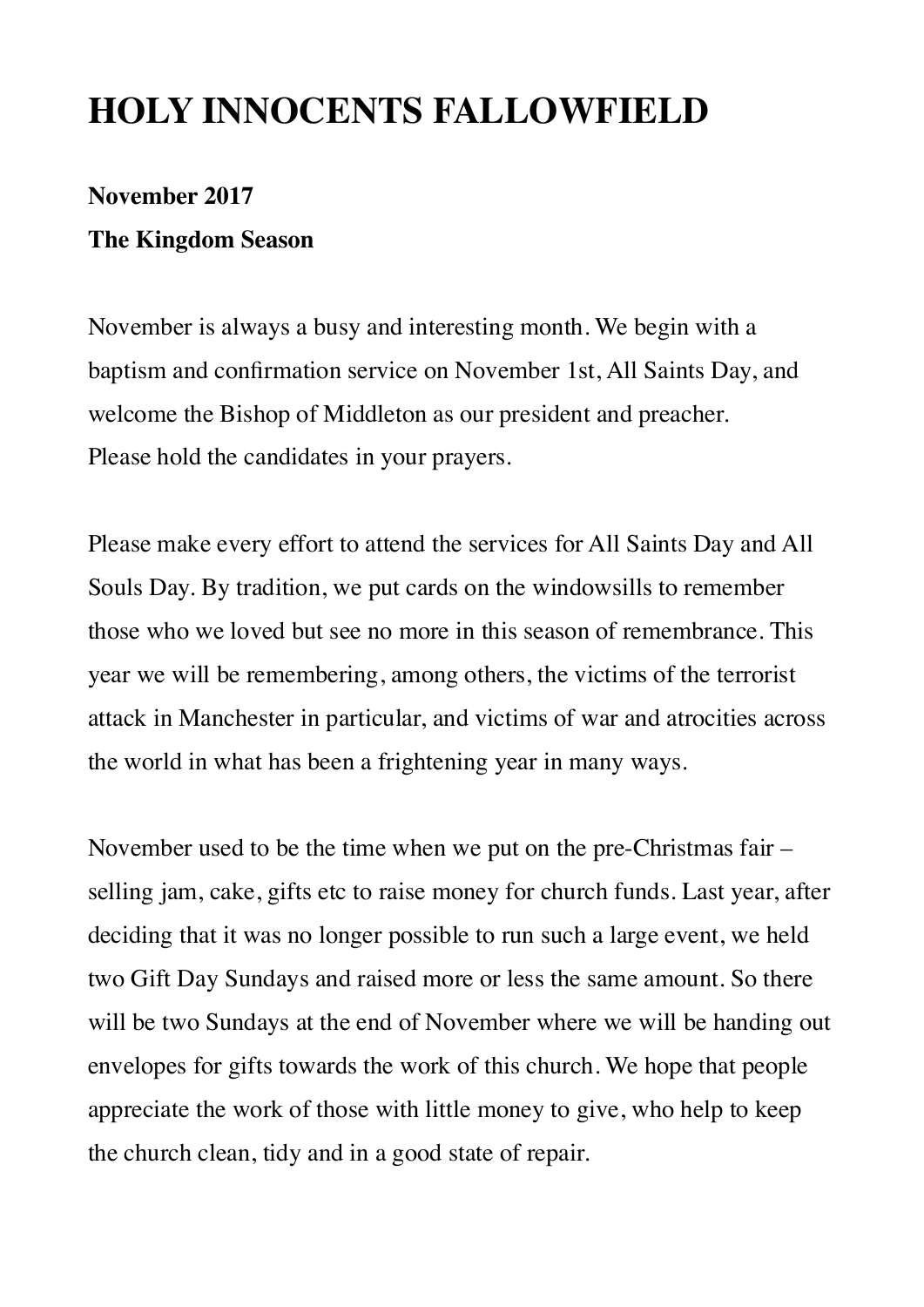# HOLY INNOCENTS FALLOWFIELD

**November 2017**

**The Kingdom Season**

November is always a busy and interesting month. We begin with a baptism and confirmation service on November 1st, All Saints Day, and welcome the Bishop of Middleton as our president and preacher.
Please hold the candidates in your prayers.

Please make every effort to attend the services for All Saints Day and All Souls Day. By tradition, we put cards on the windowsills to remember those who we loved but see no more in this season of remembrance. This year we will be remembering, among others, the victims of the terrorist attack in Manchester in particular, and victims of war and atrocities across the world in what has been a frightening year in many ways.

November used to be the time when we put on the pre-Christmas fair – selling jam, cake, gifts etc to raise money for church funds. Last year, after deciding that it was no longer possible to run such a large event, we held two Gift Day Sundays and raised more or less the same amount. So there will be two Sundays at the end of November where we will be handing out envelopes for gifts towards the work of this church. We hope that people appreciate the work of those with little money to give, who help to keep the church clean, tidy and in a good state of repair.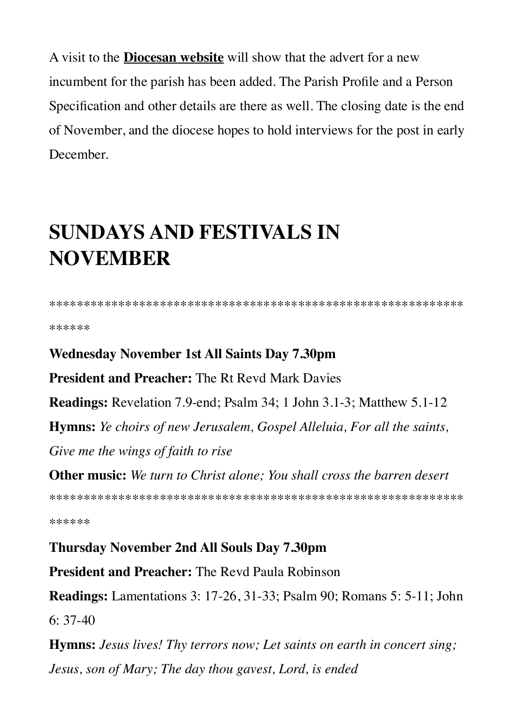A visit to the **Diocesan website** will show that the advert for a new incumbent for the parish has been added. The Parish Profile and a Person Specification and other details are there as well. The closing date is the end of November, and the diocese hopes to hold interviews for the post in early December.

# SUNDAYS AND FESTIVALS IN NOVEMBER

******************************************************************

**Wednesday November 1st All Saints Day 7.30pm**

**President and Preacher:** The Rt Revd Mark Davies

**Readings:** Revelation 7.9-end; Psalm 34; 1 John 3.1-3; Matthew 5.1-12

**Hymns:** *Ye choirs of new Jerusalem, Gospel Alleluia, For all the saints, Give me the wings of faith to rise*

**Other music:** *We turn to Christ alone; You shall cross the barren desert*

******************************************************************

**Thursday November 2nd All Souls Day 7.30pm**

**President and Preacher:** The Revd Paula Robinson

**Readings:** Lamentations 3: 17-26, 31-33; Psalm 90; Romans 5: 5-11; John 6: 37-40

**Hymns:** *Jesus lives! Thy terrors now; Let saints on earth in concert sing; Jesus, son of Mary; The day thou gavest, Lord, is ended*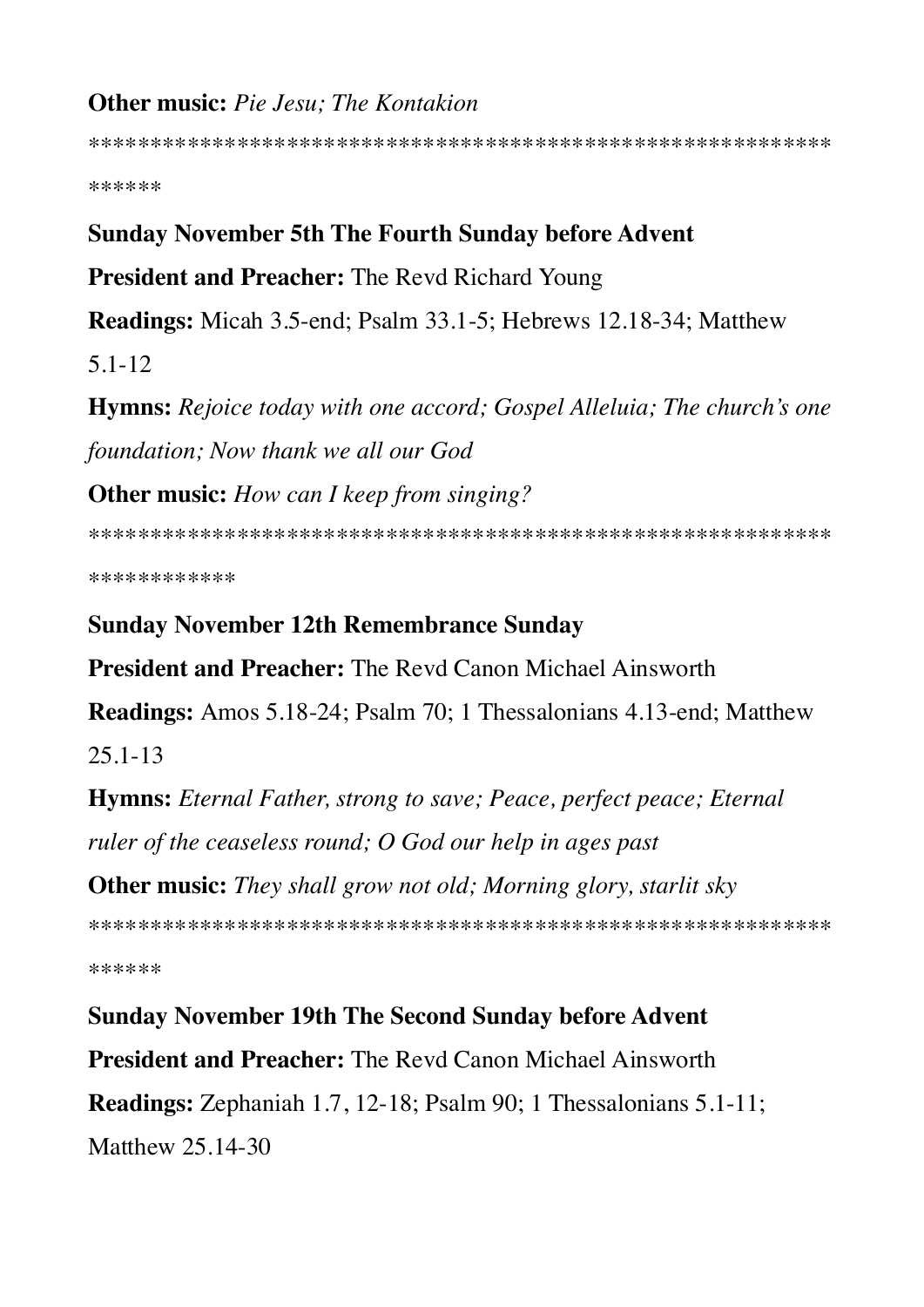**Other music:** *Pie Jesu; The Kontakion*

************************************************************

**Sunday November 5th The Fourth Sunday before Advent**

**President and Preacher:** The Revd Richard Young

**Readings:** Micah 3.5-end; Psalm 33.1-5; Hebrews 12.18-34; Matthew 5.1-12

**Hymns:** *Rejoice today with one accord; Gospel Alleluia; The church's one foundation; Now thank we all our God*

**Other music:** *How can I keep from singing?*

******************************************************************

**Sunday November 12th Remembrance Sunday**

**President and Preacher:** The Revd Canon Michael Ainsworth

**Readings:** Amos 5.18-24; Psalm 70; 1 Thessalonians 4.13-end; Matthew 25.1-13

**Hymns:** *Eternal Father, strong to save; Peace, perfect peace; Eternal ruler of the ceaseless round; O God our help in ages past*

**Other music:** *They shall grow not old; Morning glory, starlit sky*

************************************************************

**Sunday November 19th The Second Sunday before Advent**

**President and Preacher:** The Revd Canon Michael Ainsworth

**Readings:** Zephaniah 1.7, 12-18; Psalm 90; 1 Thessalonians 5.1-11; Matthew 25.14-30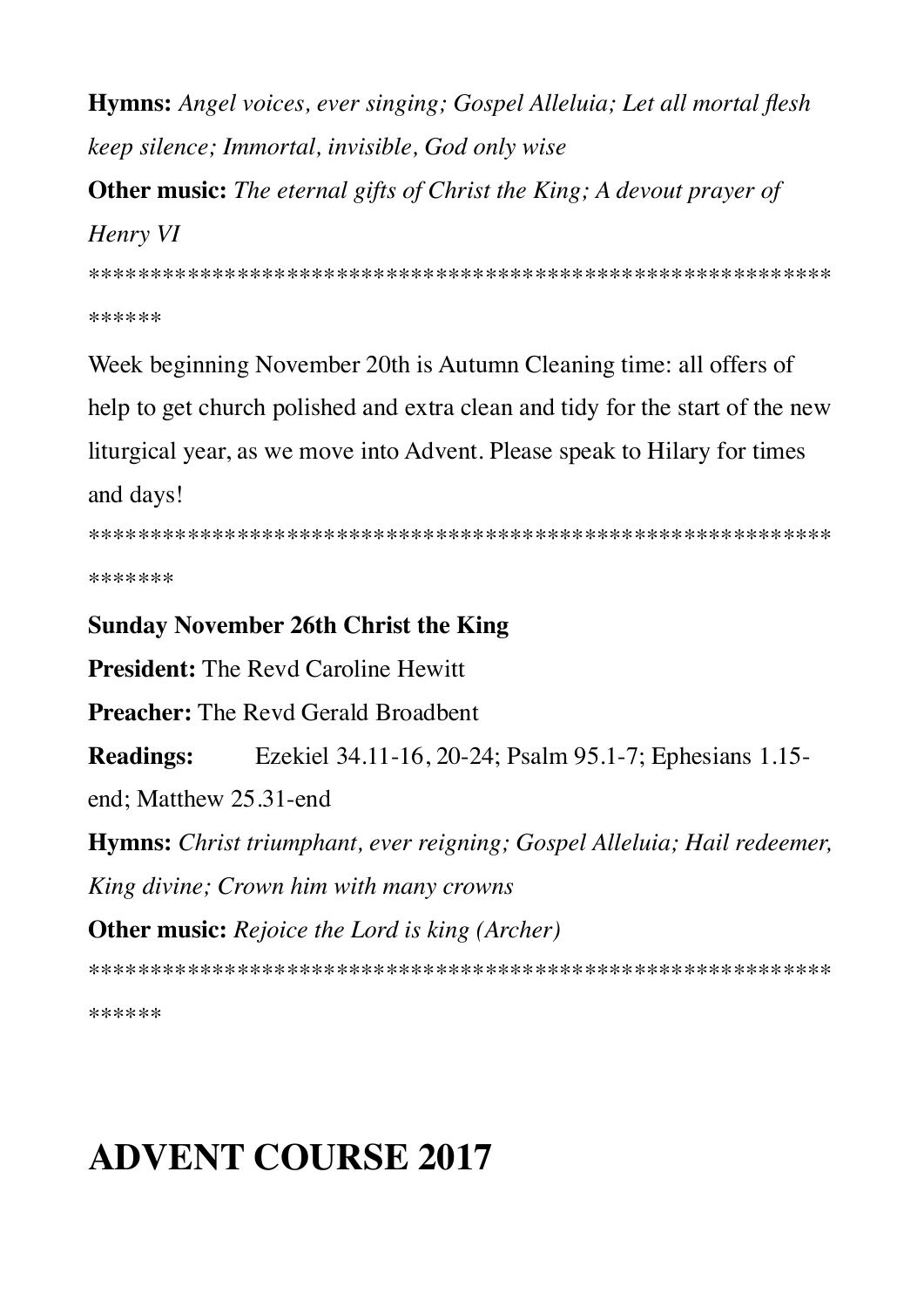**Hymns:** *Angel voices, ever singing; Gospel Alleluia; Let all mortal flesh keep silence; Immortal, invisible, God only wise*

**Other music:** *The eternal gifts of Christ the King; A devout prayer of Henry VI*

****************************************************************

Week beginning November 20th is Autumn Cleaning time: all offers of help to get church polished and extra clean and tidy for the start of the new liturgical year, as we move into Advent. Please speak to Hilary for times and days!

*****************************************************************

**Sunday November 26th Christ the King**

**President:** The Revd Caroline Hewitt

**Preacher:** The Revd Gerald Broadbent

**Readings:** Ezekiel 34.11-16, 20-24; Psalm 95.1-7; Ephesians 1.15-end; Matthew 25.31-end

**Hymns:** *Christ triumphant, ever reigning; Gospel Alleluia; Hail redeemer, King divine; Crown him with many crowns*

**Other music:** *Rejoice the Lord is king (Archer)*

****************************************************************

# ADVENT COURSE 2017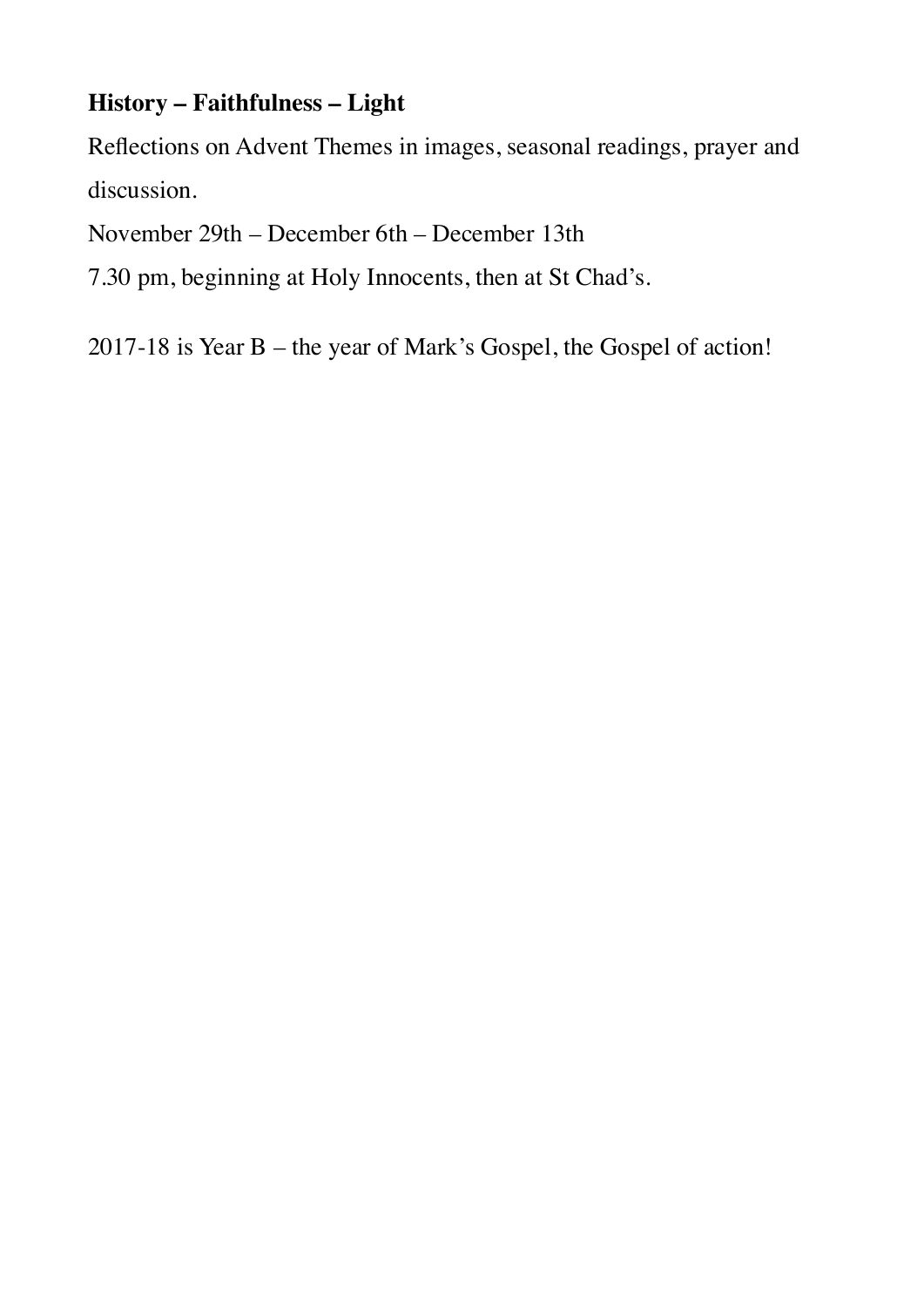**History – Faithfulness – Light**

Reflections on Advent Themes in images, seasonal readings, prayer and discussion.

November 29th – December 6th – December 13th

7.30 pm, beginning at Holy Innocents, then at St Chad's.

2017-18 is Year B – the year of Mark's Gospel, the Gospel of action!